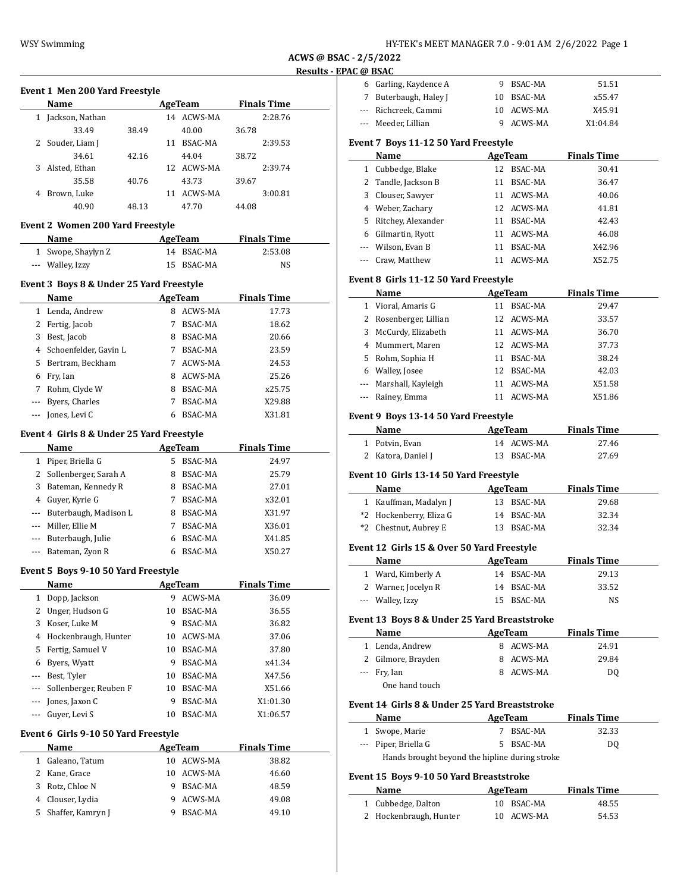**ACWS @ BSAC - 2/5/2022**

**Results - EPAC @ BSAC**

### Event 1 Men 200 Yard Freestyle

| | Name | Age | Team | Finals Time |
|---|---|---|---|---|
| 1 | Jackson, Nathan | 14 | ACWS-MA | 2:28.76 |
| | 33.49 38.49 40.00 36.78 | | | |
| 2 | Souder, Liam J | 11 | BSAC-MA | 2:39.53 |
| | 34.61 42.16 44.04 38.72 | | | |
| 3 | Alsted, Ethan | 12 | ACWS-MA | 2:39.74 |
| | 35.58 40.76 43.73 39.67 | | | |
| 4 | Brown, Luke | 11 | ACWS-MA | 3:00.81 |
| | 40.90 48.13 47.70 44.08 | | | |

### Event 2 Women 200 Yard Freestyle

| | Name | Age | Team | Finals Time |
|---|---|---|---|---|
| 1 | Swope, Shaylyn Z | 14 | BSAC-MA | 2:53.08 |
| --- | Walley, Izzy | 15 | BSAC-MA | NS |

### Event 3 Boys 8 & Under 25 Yard Freestyle

| | Name | Age | Team | Finals Time |
|---|---|---|---|---|
| 1 | Lenda, Andrew | 8 | ACWS-MA | 17.73 |
| 2 | Fertig, Jacob | 7 | BSAC-MA | 18.62 |
| 3 | Best, Jacob | 8 | BSAC-MA | 20.66 |
| 4 | Schoenfelder, Gavin L | 7 | BSAC-MA | 23.59 |
| 5 | Bertram, Beckham | 7 | ACWS-MA | 24.53 |
| 6 | Fry, Ian | 8 | ACWS-MA | 25.26 |
| 7 | Rohm, Clyde W | 8 | BSAC-MA | x25.75 |
| --- | Byers, Charles | 7 | BSAC-MA | X29.88 |
| --- | Jones, Levi C | 6 | BSAC-MA | X31.81 |

### Event 4 Girls 8 & Under 25 Yard Freestyle

| | Name | Age | Team | Finals Time |
|---|---|---|---|---|
| 1 | Piper, Briella G | 5 | BSAC-MA | 24.97 |
| 2 | Sollenberger, Sarah A | 8 | BSAC-MA | 25.79 |
| 3 | Bateman, Kennedy R | 8 | BSAC-MA | 27.01 |
| 4 | Guyer, Kyrie G | 7 | BSAC-MA | x32.01 |
| --- | Buterbaugh, Madison L | 8 | BSAC-MA | X31.97 |
| --- | Miller, Ellie M | 7 | BSAC-MA | X36.01 |
| --- | Buterbaugh, Julie | 6 | BSAC-MA | X41.85 |
| --- | Bateman, Zyon R | 6 | BSAC-MA | X50.27 |

### Event 5 Boys 9-10 50 Yard Freestyle

| | Name | Age | Team | Finals Time |
|---|---|---|---|---|
| 1 | Dopp, Jackson | 9 | ACWS-MA | 36.09 |
| 2 | Unger, Hudson G | 10 | BSAC-MA | 36.55 |
| 3 | Koser, Luke M | 9 | BSAC-MA | 36.82 |
| 4 | Hockenbraugh, Hunter | 10 | ACWS-MA | 37.06 |
| 5 | Fertig, Samuel V | 10 | BSAC-MA | 37.80 |
| 6 | Byers, Wyatt | 9 | BSAC-MA | x41.34 |
| --- | Best, Tyler | 10 | BSAC-MA | X47.56 |
| --- | Sollenberger, Reuben F | 10 | BSAC-MA | X51.66 |
| --- | Jones, Jaxon C | 9 | BSAC-MA | X1:01.30 |
| --- | Guyer, Levi S | 10 | BSAC-MA | X1:06.57 |

### Event 6 Girls 9-10 50 Yard Freestyle

| | Name | Age | Team | Finals Time |
|---|---|---|---|---|
| 1 | Galeano, Tatum | 10 | ACWS-MA | 38.82 |
| 2 | Kane, Grace | 10 | ACWS-MA | 46.60 |
| 3 | Rotz, Chloe N | 9 | BSAC-MA | 48.59 |
| 4 | Clouser, Lydia | 9 | ACWS-MA | 49.08 |
| 5 | Shaffer, Kamryn J | 9 | BSAC-MA | 49.10 |
| 6 | Garling, Kaydence A | 9 | BSAC-MA | 51.51 |
| 7 | Buterbaugh, Haley J | 10 | BSAC-MA | x55.47 |
| --- | Richcreek, Cammi | 10 | ACWS-MA | X45.91 |
| --- | Meeder, Lillian | 9 | ACWS-MA | X1:04.84 |

### Event 7 Boys 11-12 50 Yard Freestyle

| | Name | Age | Team | Finals Time |
|---|---|---|---|---|
| 1 | Cubbedge, Blake | 12 | BSAC-MA | 30.41 |
| 2 | Tandle, Jackson B | 11 | BSAC-MA | 36.47 |
| 3 | Clouser, Sawyer | 11 | ACWS-MA | 40.06 |
| 4 | Weber, Zachary | 12 | ACWS-MA | 41.81 |
| 5 | Ritchey, Alexander | 11 | BSAC-MA | 42.43 |
| 6 | Gilmartin, Ryott | 11 | ACWS-MA | 46.08 |
| --- | Wilson, Evan B | 11 | BSAC-MA | X42.96 |
| --- | Craw, Matthew | 11 | ACWS-MA | X52.75 |

### Event 8 Girls 11-12 50 Yard Freestyle

| | Name | Age | Team | Finals Time |
|---|---|---|---|---|
| 1 | Vioral, Amaris G | 11 | BSAC-MA | 29.47 |
| 2 | Rosenberger, Lillian | 12 | ACWS-MA | 33.57 |
| 3 | McCurdy, Elizabeth | 11 | ACWS-MA | 36.70 |
| 4 | Mummert, Maren | 12 | ACWS-MA | 37.73 |
| 5 | Rohm, Sophia H | 11 | BSAC-MA | 38.24 |
| 6 | Walley, Josee | 12 | BSAC-MA | 42.03 |
| --- | Marshall, Kayleigh | 11 | ACWS-MA | X51.58 |
| --- | Rainey, Emma | 11 | ACWS-MA | X51.86 |

### Event 9 Boys 13-14 50 Yard Freestyle

| | Name | Age | Team | Finals Time |
|---|---|---|---|---|
| 1 | Potvin, Evan | 14 | ACWS-MA | 27.46 |
| 2 | Katora, Daniel J | 13 | BSAC-MA | 27.69 |

### Event 10 Girls 13-14 50 Yard Freestyle

| | Name | Age | Team | Finals Time |
|---|---|---|---|---|
| 1 | Kauffman, Madalyn J | 13 | BSAC-MA | 29.68 |
| *2 | Hockenberry, Eliza G | 14 | BSAC-MA | 32.34 |
| *2 | Chestnut, Aubrey E | 13 | BSAC-MA | 32.34 |

### Event 12 Girls 15 & Over 50 Yard Freestyle

| | Name | Age | Team | Finals Time |
|---|---|---|---|---|
| 1 | Ward, Kimberly A | 14 | BSAC-MA | 29.13 |
| 2 | Warner, Jocelyn R | 14 | BSAC-MA | 33.52 |
| --- | Walley, Izzy | 15 | BSAC-MA | NS |

### Event 13 Boys 8 & Under 25 Yard Breaststroke

| | Name | Age | Team | Finals Time |
|---|---|---|---|---|
| 1 | Lenda, Andrew | 8 | ACWS-MA | 24.91 |
| 2 | Gilmore, Brayden | 8 | ACWS-MA | 29.84 |
| --- | Fry, Ian | 8 | ACWS-MA | DQ |
| | One hand touch | | | |

### Event 14 Girls 8 & Under 25 Yard Breaststroke

| | Name | Age | Team | Finals Time |
|---|---|---|---|---|
| 1 | Swope, Marie | 7 | BSAC-MA | 32.33 |
| --- | Piper, Briella G | 5 | BSAC-MA | DQ |
| | Hands brought beyond the hipline during stroke | | | |

### Event 15 Boys 9-10 50 Yard Breaststroke

| | Name | Age | Team | Finals Time |
|---|---|---|---|---|
| 1 | Cubbedge, Dalton | 10 | BSAC-MA | 48.55 |
| 2 | Hockenbraugh, Hunter | 10 | ACWS-MA | 54.53 |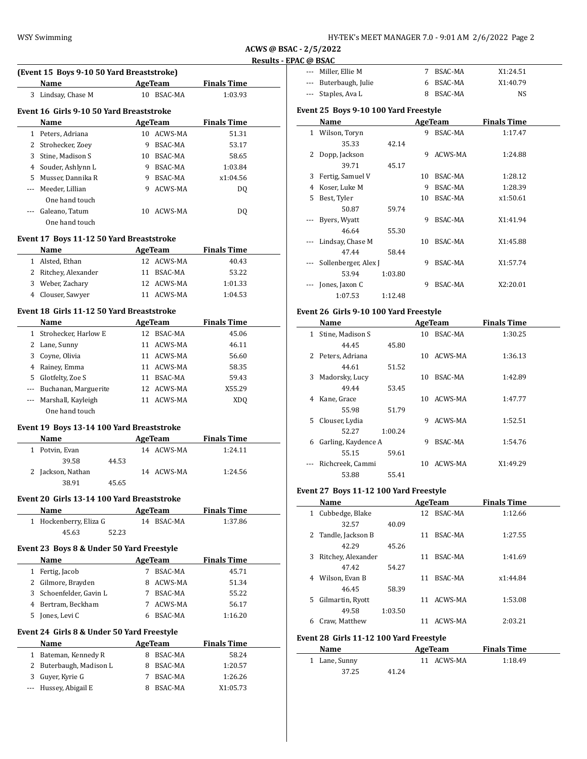**ACWS @ BSAC - 2/5/2022**

**Results - EPAC @ BSAC**

### (Event 15 Boys 9-10 50 Yard Breaststroke)

| | Name | Age | Team | Finals Time |
|---|---|---|---|---|
| 3 | Lindsay, Chase M | 10 | BSAC-MA | 1:03.93 |

### Event 16 Girls 9-10 50 Yard Breaststroke

| | Name | Age | Team | Finals Time |
|---|---|---|---|---|
| 1 | Peters, Adriana | 10 | ACWS-MA | 51.31 |
| 2 | Strohecker, Zoey | 9 | BSAC-MA | 53.17 |
| 3 | Stine, Madison S | 10 | BSAC-MA | 58.65 |
| 4 | Souder, Ashlynn L | 9 | BSAC-MA | 1:03.84 |
| 5 | Musser, Dannika R | 9 | BSAC-MA | x1:04.56 |
| --- | Meeder, Lillian | 9 | ACWS-MA | DQ |
| | One hand touch | | | |
| --- | Galeano, Tatum | 10 | ACWS-MA | DQ |
| | One hand touch | | | |

### Event 17 Boys 11-12 50 Yard Breaststroke

| | Name | Age | Team | Finals Time |
|---|---|---|---|---|
| 1 | Alsted, Ethan | 12 | ACWS-MA | 40.43 |
| 2 | Ritchey, Alexander | 11 | BSAC-MA | 53.22 |
| 3 | Weber, Zachary | 12 | ACWS-MA | 1:01.33 |
| 4 | Clouser, Sawyer | 11 | ACWS-MA | 1:04.53 |

### Event 18 Girls 11-12 50 Yard Breaststroke

| | Name | Age | Team | Finals Time |
|---|---|---|---|---|
| 1 | Strohecker, Harlow E | 12 | BSAC-MA | 45.06 |
| 2 | Lane, Sunny | 11 | ACWS-MA | 46.11 |
| 3 | Coyne, Olivia | 11 | ACWS-MA | 56.60 |
| 4 | Rainey, Emma | 11 | ACWS-MA | 58.35 |
| 5 | Glotfelty, Zoe S | 11 | BSAC-MA | 59.43 |
| --- | Buchanan, Marguerite | 12 | ACWS-MA | X55.29 |
| --- | Marshall, Kayleigh | 11 | ACWS-MA | XDQ |
| | One hand touch | | | |

### Event 19 Boys 13-14 100 Yard Breaststroke

| | Name | | Age | Team | Finals Time |
|---|---|---|---|---|---|
| 1 | Potvin, Evan | | 14 | ACWS-MA | 1:24.11 |
| | 39.58 | 44.53 | | | |
| 2 | Jackson, Nathan | | 14 | ACWS-MA | 1:24.56 |
| | 38.91 | 45.65 | | | |

### Event 20 Girls 13-14 100 Yard Breaststroke

| | Name | | Age | Team | Finals Time |
|---|---|---|---|---|---|
| 1 | Hockenberry, Eliza G | | 14 | BSAC-MA | 1:37.86 |
| | 45.63 | 52.23 | | | |

### Event 23 Boys 8 & Under 50 Yard Freestyle

| | Name | Age | Team | Finals Time |
|---|---|---|---|---|
| 1 | Fertig, Jacob | 7 | BSAC-MA | 45.71 |
| 2 | Gilmore, Brayden | 8 | ACWS-MA | 51.34 |
| 3 | Schoenfelder, Gavin L | 7 | BSAC-MA | 55.22 |
| 4 | Bertram, Beckham | 7 | ACWS-MA | 56.17 |
| 5 | Jones, Levi C | 6 | BSAC-MA | 1:16.20 |

### Event 24 Girls 8 & Under 50 Yard Freestyle

| | Name | Age | Team | Finals Time |
|---|---|---|---|---|
| 1 | Bateman, Kennedy R | 8 | BSAC-MA | 58.24 |
| 2 | Buterbaugh, Madison L | 8 | BSAC-MA | 1:20.57 |
| 3 | Guyer, Kyrie G | 7 | BSAC-MA | 1:26.26 |
| --- | Hussey, Abigail E | 8 | BSAC-MA | X1:05.73 |
| --- | Miller, Ellie M | 7 | BSAC-MA | X1:24.51 |
| --- | Buterbaugh, Julie | 6 | BSAC-MA | X1:40.79 |
| --- | Staples, Ava L | 8 | BSAC-MA | NS |

### Event 25 Boys 9-10 100 Yard Freestyle

| | Name | | Age | Team | Finals Time |
|---|---|---|---|---|---|
| 1 | Wilson, Toryn | | 9 | BSAC-MA | 1:17.47 |
| | 35.33 | 42.14 | | | |
| 2 | Dopp, Jackson | | 9 | ACWS-MA | 1:24.88 |
| | 39.71 | 45.17 | | | |
| 3 | Fertig, Samuel V | | 10 | BSAC-MA | 1:28.12 |
| 4 | Koser, Luke M | | 9 | BSAC-MA | 1:28.39 |
| 5 | Best, Tyler | | 10 | BSAC-MA | x1:50.61 |
| | 50.87 | 59.74 | | | |
| --- | Byers, Wyatt | | 9 | BSAC-MA | X1:41.94 |
| | 46.64 | 55.30 | | | |
| --- | Lindsay, Chase M | | 10 | BSAC-MA | X1:45.88 |
| | 47.44 | 58.44 | | | |
| --- | Sollenberger, Alex J | | 9 | BSAC-MA | X1:57.74 |
| | 53.94 | 1:03.80 | | | |
| --- | Jones, Jaxon C | | 9 | BSAC-MA | X2:20.01 |
| | 1:07.53 | 1:12.48 | | | |

### Event 26 Girls 9-10 100 Yard Freestyle

| | Name | | Age | Team | Finals Time |
|---|---|---|---|---|---|
| 1 | Stine, Madison S | | 10 | BSAC-MA | 1:30.25 |
| | 44.45 | 45.80 | | | |
| 2 | Peters, Adriana | | 10 | ACWS-MA | 1:36.13 |
| | 44.61 | 51.52 | | | |
| 3 | Madorsky, Lucy | | 10 | BSAC-MA | 1:42.89 |
| | 49.44 | 53.45 | | | |
| 4 | Kane, Grace | | 10 | ACWS-MA | 1:47.77 |
| | 55.98 | 51.79 | | | |
| 5 | Clouser, Lydia | | 9 | ACWS-MA | 1:52.51 |
| | 52.27 | 1:00.24 | | | |
| 6 | Garling, Kaydence A | | 9 | BSAC-MA | 1:54.76 |
| | 55.15 | 59.61 | | | |
| --- | Richcreek, Cammi | | 10 | ACWS-MA | X1:49.29 |
| | 53.88 | 55.41 | | | |

### Event 27 Boys 11-12 100 Yard Freestyle

| | Name | | Age | Team | Finals Time |
|---|---|---|---|---|---|
| 1 | Cubbedge, Blake | | 12 | BSAC-MA | 1:12.66 |
| | 32.57 | 40.09 | | | |
| 2 | Tandle, Jackson B | | 11 | BSAC-MA | 1:27.55 |
| | 42.29 | 45.26 | | | |
| 3 | Ritchey, Alexander | | 11 | BSAC-MA | 1:41.69 |
| | 47.42 | 54.27 | | | |
| 4 | Wilson, Evan B | | 11 | BSAC-MA | x1:44.84 |
| | 46.45 | 58.39 | | | |
| 5 | Gilmartin, Ryott | | 11 | ACWS-MA | 1:53.08 |
| | 49.58 | 1:03.50 | | | |
| 6 | Craw, Matthew | | 11 | ACWS-MA | 2:03.21 |

### Event 28 Girls 11-12 100 Yard Freestyle

| | Name | | Age | Team | Finals Time |
|---|---|---|---|---|---|
| 1 | Lane, Sunny | | 11 | ACWS-MA | 1:18.49 |
| | 37.25 | 41.24 | | | |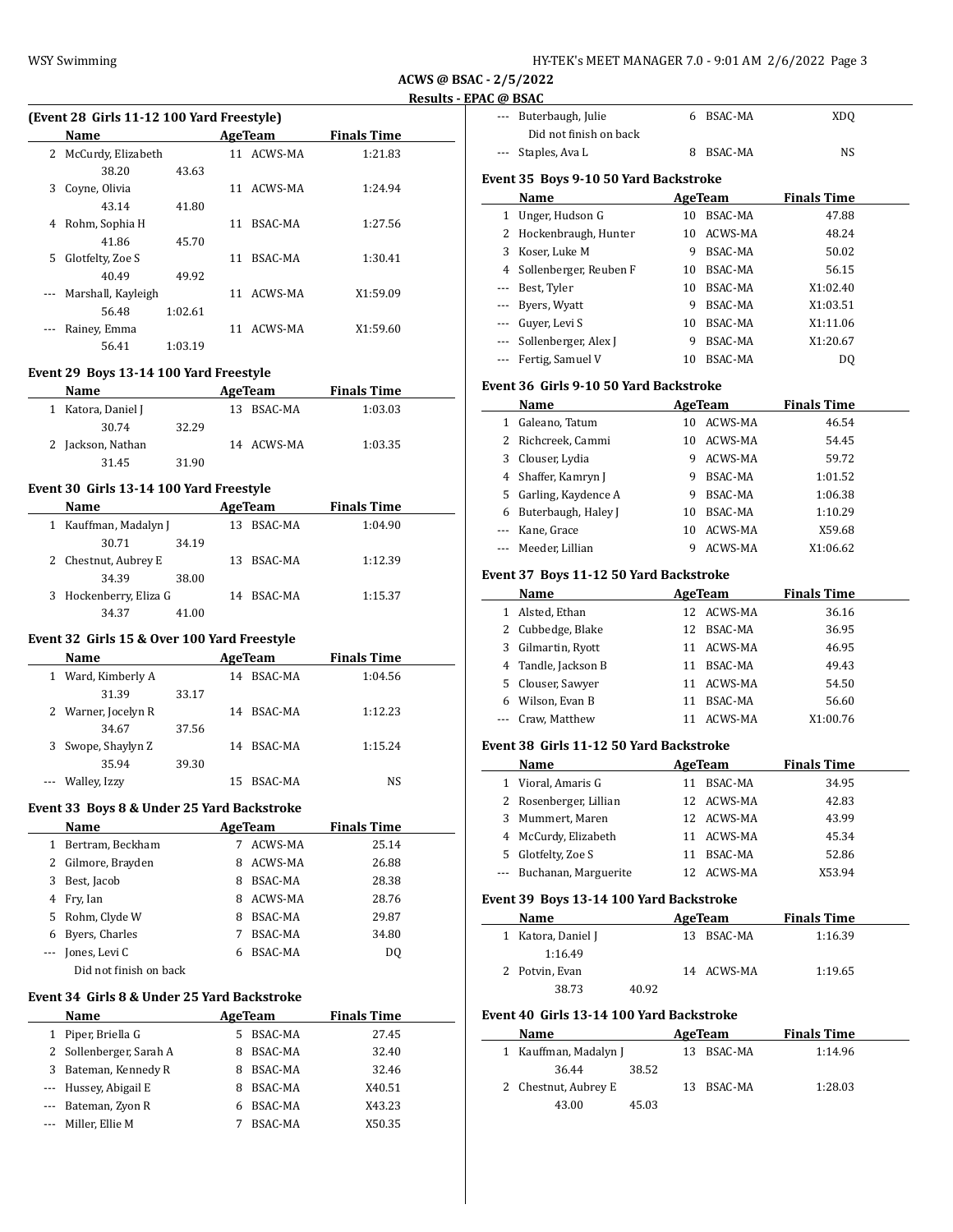**ACWS @ BSAC - 2/5/2022**

**Results - EPAC @ BSAC**

### (Event 28 Girls 11-12 100 Yard Freestyle)

| | Name | Age | Team | Finals Time |
|---|---|---|---|---|
| 2 | McCurdy, Elizabeth | 11 | ACWS-MA | 1:21.83 |
| | 38.20 43.63 | | | |
| 3 | Coyne, Olivia | 11 | ACWS-MA | 1:24.94 |
| | 43.14 41.80 | | | |
| 4 | Rohm, Sophia H | 11 | BSAC-MA | 1:27.56 |
| | 41.86 45.70 | | | |
| 5 | Glotfelty, Zoe S | 11 | BSAC-MA | 1:30.41 |
| | 40.49 49.92 | | | |
| --- | Marshall, Kayleigh | 11 | ACWS-MA | X1:59.09 |
| | 56.48 1:02.61 | | | |
| --- | Rainey, Emma | 11 | ACWS-MA | X1:59.60 |
| | 56.41 1:03.19 | | | |

### Event 29 Boys 13-14 100 Yard Freestyle

| | Name | Age | Team | Finals Time |
|---|---|---|---|---|
| 1 | Katora, Daniel J | 13 | BSAC-MA | 1:03.03 |
| | 30.74 32.29 | | | |
| 2 | Jackson, Nathan | 14 | ACWS-MA | 1:03.35 |
| | 31.45 31.90 | | | |

### Event 30 Girls 13-14 100 Yard Freestyle

| | Name | Age | Team | Finals Time |
|---|---|---|---|---|
| 1 | Kauffman, Madalyn J | 13 | BSAC-MA | 1:04.90 |
| | 30.71 34.19 | | | |
| 2 | Chestnut, Aubrey E | 13 | BSAC-MA | 1:12.39 |
| | 34.39 38.00 | | | |
| 3 | Hockenberry, Eliza G | 14 | BSAC-MA | 1:15.37 |
| | 34.37 41.00 | | | |

### Event 32 Girls 15 & Over 100 Yard Freestyle

| | Name | Age | Team | Finals Time |
|---|---|---|---|---|
| 1 | Ward, Kimberly A | 14 | BSAC-MA | 1:04.56 |
| | 31.39 33.17 | | | |
| 2 | Warner, Jocelyn R | 14 | BSAC-MA | 1:12.23 |
| | 34.67 37.56 | | | |
| 3 | Swope, Shaylyn Z | 14 | BSAC-MA | 1:15.24 |
| | 35.94 39.30 | | | |
| --- | Walley, Izzy | 15 | BSAC-MA | NS |

### Event 33 Boys 8 & Under 25 Yard Backstroke

| | Name | Age | Team | Finals Time |
|---|---|---|---|---|
| 1 | Bertram, Beckham | 7 | ACWS-MA | 25.14 |
| 2 | Gilmore, Brayden | 8 | ACWS-MA | 26.88 |
| 3 | Best, Jacob | 8 | BSAC-MA | 28.38 |
| 4 | Fry, Ian | 8 | ACWS-MA | 28.76 |
| 5 | Rohm, Clyde W | 8 | BSAC-MA | 29.87 |
| 6 | Byers, Charles | 7 | BSAC-MA | 34.80 |
| --- | Jones, Levi C | 6 | BSAC-MA | DQ |
| | Did not finish on back | | | |

### Event 34 Girls 8 & Under 25 Yard Backstroke

| | Name | Age | Team | Finals Time |
|---|---|---|---|---|
| 1 | Piper, Briella G | 5 | BSAC-MA | 27.45 |
| 2 | Sollenberger, Sarah A | 8 | BSAC-MA | 32.40 |
| 3 | Bateman, Kennedy R | 8 | BSAC-MA | 32.46 |
| --- | Hussey, Abigail E | 8 | BSAC-MA | X40.51 |
| --- | Bateman, Zyon R | 6 | BSAC-MA | X43.23 |
| --- | Miller, Ellie M | 7 | BSAC-MA | X50.35 |
| --- | Buterbaugh, Julie | 6 | BSAC-MA | XDQ |
| | Did not finish on back | | | |
| --- | Staples, Ava L | 8 | BSAC-MA | NS |

### Event 35 Boys 9-10 50 Yard Backstroke

| | Name | Age | Team | Finals Time |
|---|---|---|---|---|
| 1 | Unger, Hudson G | 10 | BSAC-MA | 47.88 |
| 2 | Hockenbraugh, Hunter | 10 | ACWS-MA | 48.24 |
| 3 | Koser, Luke M | 9 | BSAC-MA | 50.02 |
| 4 | Sollenberger, Reuben F | 10 | BSAC-MA | 56.15 |
| --- | Best, Tyler | 10 | BSAC-MA | X1:02.40 |
| --- | Byers, Wyatt | 9 | BSAC-MA | X1:03.51 |
| --- | Guyer, Levi S | 10 | BSAC-MA | X1:11.06 |
| --- | Sollenberger, Alex J | 9 | BSAC-MA | X1:20.67 |
| --- | Fertig, Samuel V | 10 | BSAC-MA | DQ |

### Event 36 Girls 9-10 50 Yard Backstroke

| | Name | Age | Team | Finals Time |
|---|---|---|---|---|
| 1 | Galeano, Tatum | 10 | ACWS-MA | 46.54 |
| 2 | Richcreek, Cammi | 10 | ACWS-MA | 54.45 |
| 3 | Clouser, Lydia | 9 | ACWS-MA | 59.72 |
| 4 | Shaffer, Kamryn J | 9 | BSAC-MA | 1:01.52 |
| 5 | Garling, Kaydence A | 9 | BSAC-MA | 1:06.38 |
| 6 | Buterbaugh, Haley J | 10 | BSAC-MA | 1:10.29 |
| --- | Kane, Grace | 10 | ACWS-MA | X59.68 |
| --- | Meeder, Lillian | 9 | ACWS-MA | X1:06.62 |

### Event 37 Boys 11-12 50 Yard Backstroke

| | Name | Age | Team | Finals Time |
|---|---|---|---|---|
| 1 | Alsted, Ethan | 12 | ACWS-MA | 36.16 |
| 2 | Cubbedge, Blake | 12 | BSAC-MA | 36.95 |
| 3 | Gilmartin, Ryott | 11 | ACWS-MA | 46.95 |
| 4 | Tandle, Jackson B | 11 | BSAC-MA | 49.43 |
| 5 | Clouser, Sawyer | 11 | ACWS-MA | 54.50 |
| 6 | Wilson, Evan B | 11 | BSAC-MA | 56.60 |
| --- | Craw, Matthew | 11 | ACWS-MA | X1:00.76 |

### Event 38 Girls 11-12 50 Yard Backstroke

| | Name | Age | Team | Finals Time |
|---|---|---|---|---|
| 1 | Vioral, Amaris G | 11 | BSAC-MA | 34.95 |
| 2 | Rosenberger, Lillian | 12 | ACWS-MA | 42.83 |
| 3 | Mummert, Maren | 12 | ACWS-MA | 43.99 |
| 4 | McCurdy, Elizabeth | 11 | ACWS-MA | 45.34 |
| 5 | Glotfelty, Zoe S | 11 | BSAC-MA | 52.86 |
| --- | Buchanan, Marguerite | 12 | ACWS-MA | X53.94 |

### Event 39 Boys 13-14 100 Yard Backstroke

| | Name | Age | Team | Finals Time |
|---|---|---|---|---|
| 1 | Katora, Daniel J | 13 | BSAC-MA | 1:16.39 |
| | 1:16.49 | | | |
| 2 | Potvin, Evan | 14 | ACWS-MA | 1:19.65 |
| | 38.73 40.92 | | | |

### Event 40 Girls 13-14 100 Yard Backstroke

| | Name | Age | Team | Finals Time |
|---|---|---|---|---|
| 1 | Kauffman, Madalyn J | 13 | BSAC-MA | 1:14.96 |
| | 36.44 38.52 | | | |
| 2 | Chestnut, Aubrey E | 13 | BSAC-MA | 1:28.03 |
| | 43.00 45.03 | | | |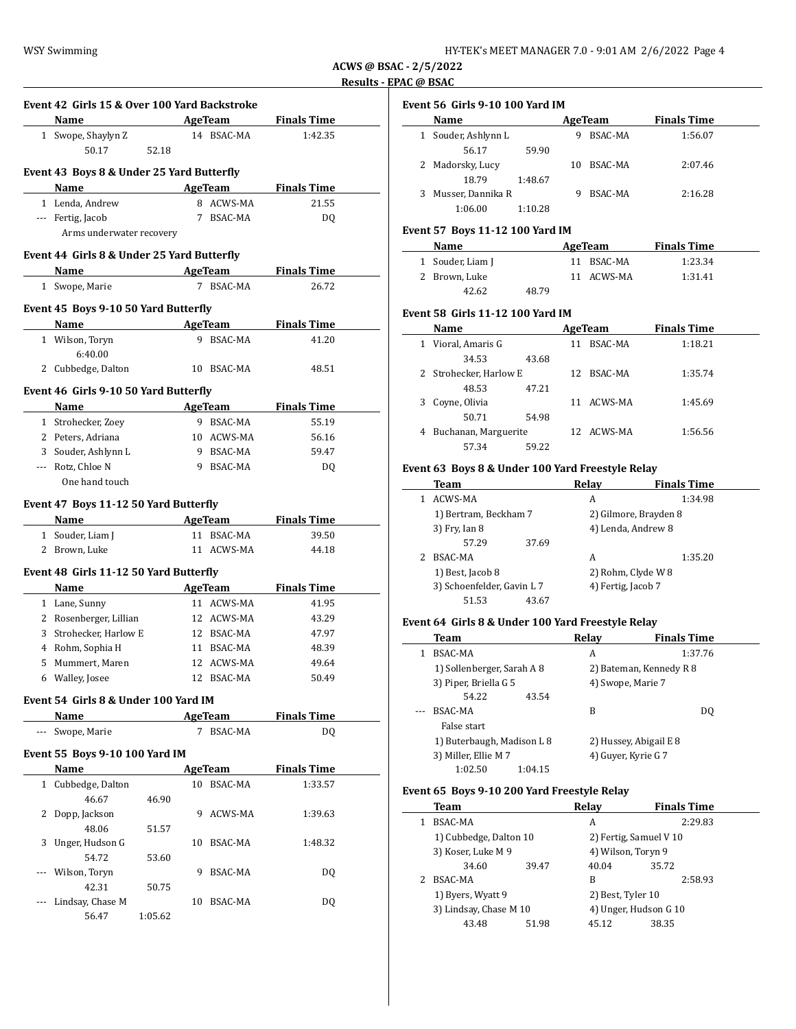**ACWS @ BSAC - 2/5/2022**

**Results - EPAC @ BSAC**

### Event 42 Girls 15 & Over 100 Yard Backstroke

| | Name | Age | Team | Finals Time |
|---|---|---|---|---|
| 1 | Swope, Shaylyn Z | 14 | BSAC-MA | 1:42.35 |
| | 50.17 52.18 | | | |

### Event 43 Boys 8 & Under 25 Yard Butterfly

| | Name | Age | Team | Finals Time |
|---|---|---|---|---|
| 1 | Lenda, Andrew | 8 | ACWS-MA | 21.55 |
| --- | Fertig, Jacob | 7 | BSAC-MA | DQ |
| | Arms underwater recovery | | | |

### Event 44 Girls 8 & Under 25 Yard Butterfly

| | Name | Age | Team | Finals Time |
|---|---|---|---|---|
| 1 | Swope, Marie | 7 | BSAC-MA | 26.72 |

### Event 45 Boys 9-10 50 Yard Butterfly

| | Name | Age | Team | Finals Time |
|---|---|---|---|---|
| 1 | Wilson, Toryn | 9 | BSAC-MA | 41.20 |
| | 6:40.00 | | | |
| 2 | Cubbedge, Dalton | 10 | BSAC-MA | 48.51 |

### Event 46 Girls 9-10 50 Yard Butterfly

| | Name | Age | Team | Finals Time |
|---|---|---|---|---|
| 1 | Strohecker, Zoey | 9 | BSAC-MA | 55.19 |
| 2 | Peters, Adriana | 10 | ACWS-MA | 56.16 |
| 3 | Souder, Ashlynn L | 9 | BSAC-MA | 59.47 |
| --- | Rotz, Chloe N | 9 | BSAC-MA | DQ |
| | One hand touch | | | |

### Event 47 Boys 11-12 50 Yard Butterfly

| | Name | Age | Team | Finals Time |
|---|---|---|---|---|
| 1 | Souder, Liam J | 11 | BSAC-MA | 39.50 |
| 2 | Brown, Luke | 11 | ACWS-MA | 44.18 |

### Event 48 Girls 11-12 50 Yard Butterfly

| | Name | Age | Team | Finals Time |
|---|---|---|---|---|
| 1 | Lane, Sunny | 11 | ACWS-MA | 41.95 |
| 2 | Rosenberger, Lillian | 12 | ACWS-MA | 43.29 |
| 3 | Strohecker, Harlow E | 12 | BSAC-MA | 47.97 |
| 4 | Rohm, Sophia H | 11 | BSAC-MA | 48.39 |
| 5 | Mummert, Maren | 12 | ACWS-MA | 49.64 |
| 6 | Walley, Josee | 12 | BSAC-MA | 50.49 |

### Event 54 Girls 8 & Under 100 Yard IM

| | Name | Age | Team | Finals Time |
|---|---|---|---|---|
| --- | Swope, Marie | 7 | BSAC-MA | DQ |

### Event 55 Boys 9-10 100 Yard IM

| | Name | Age | Team | Finals Time |
|---|---|---|---|---|
| 1 | Cubbedge, Dalton | 10 | BSAC-MA | 1:33.57 |
| | 46.67 46.90 | | | |
| 2 | Dopp, Jackson | 9 | ACWS-MA | 1:39.63 |
| | 48.06 51.57 | | | |
| 3 | Unger, Hudson G | 10 | BSAC-MA | 1:48.32 |
| | 54.72 53.60 | | | |
| --- | Wilson, Toryn | 9 | BSAC-MA | DQ |
| | 42.31 50.75 | | | |
| --- | Lindsay, Chase M | 10 | BSAC-MA | DQ |
| | 56.47 1:05.62 | | | |

### Event 56 Girls 9-10 100 Yard IM

| | Name | Age | Team | Finals Time |
|---|---|---|---|---|
| 1 | Souder, Ashlynn L | 9 | BSAC-MA | 1:56.07 |
| | 56.17 59.90 | | | |
| 2 | Madorsky, Lucy | 10 | BSAC-MA | 2:07.46 |
| | 18.79 1:48.67 | | | |
| 3 | Musser, Dannika R | 9 | BSAC-MA | 2:16.28 |
| | 1:06.00 1:10.28 | | | |

### Event 57 Boys 11-12 100 Yard IM

| | Name | Age | Team | Finals Time |
|---|---|---|---|---|
| 1 | Souder, Liam J | 11 | BSAC-MA | 1:23.34 |
| 2 | Brown, Luke | 11 | ACWS-MA | 1:31.41 |
| | 42.62 48.79 | | | |

### Event 58 Girls 11-12 100 Yard IM

| | Name | Age | Team | Finals Time |
|---|---|---|---|---|
| 1 | Vioral, Amaris G | 11 | BSAC-MA | 1:18.21 |
| | 34.53 43.68 | | | |
| 2 | Strohecker, Harlow E | 12 | BSAC-MA | 1:35.74 |
| | 48.53 47.21 | | | |
| 3 | Coyne, Olivia | 11 | ACWS-MA | 1:45.69 |
| | 50.71 54.98 | | | |
| 4 | Buchanan, Marguerite | 12 | ACWS-MA | 1:56.56 |
| | 57.34 59.22 | | | |

### Event 63 Boys 8 & Under 100 Yard Freestyle Relay

| | Team | Relay | Finals Time |
|---|---|---|---|
| 1 | ACWS-MA | A | 1:34.98 |
| | 1) Bertram, Beckham 7 | 2) Gilmore, Brayden 8 | |
| | 3) Fry, Ian 8 | 4) Lenda, Andrew 8 | |
| | 57.29 37.69 | | |
| 2 | BSAC-MA | A | 1:35.20 |
| | 1) Best, Jacob 8 | 2) Rohm, Clyde W 8 | |
| | 3) Schoenfelder, Gavin L 7 | 4) Fertig, Jacob 7 | |
| | 51.53 43.67 | | |

### Event 64 Girls 8 & Under 100 Yard Freestyle Relay

| | Team | Relay | Finals Time |
|---|---|---|---|
| 1 | BSAC-MA | A | 1:37.76 |
| | 1) Sollenberger, Sarah A 8 | 2) Bateman, Kennedy R 8 | |
| | 3) Piper, Briella G 5 | 4) Swope, Marie 7 | |
| | 54.22 43.54 | | |
| --- | BSAC-MA | B | DQ |
| | False start | | |
| | 1) Buterbaugh, Madison L 8 | 2) Hussey, Abigail E 8 | |
| | 3) Miller, Ellie M 7 | 4) Guyer, Kyrie G 7 | |
| | 1:02.50 1:04.15 | | |

### Event 65 Boys 9-10 200 Yard Freestyle Relay

| | Team | Relay | Finals Time |
|---|---|---|---|
| 1 | BSAC-MA | A | 2:29.83 |
| | 1) Cubbedge, Dalton 10 | 2) Fertig, Samuel V 10 | |
| | 3) Koser, Luke M 9 | 4) Wilson, Toryn 9 | |
| | 34.60 39.47 | 40.04 35.72 | |
| 2 | BSAC-MA | B | 2:58.93 |
| | 1) Byers, Wyatt 9 | 2) Best, Tyler 10 | |
| | 3) Lindsay, Chase M 10 | 4) Unger, Hudson G 10 | |
| | 43.48 51.98 | 45.12 38.35 | |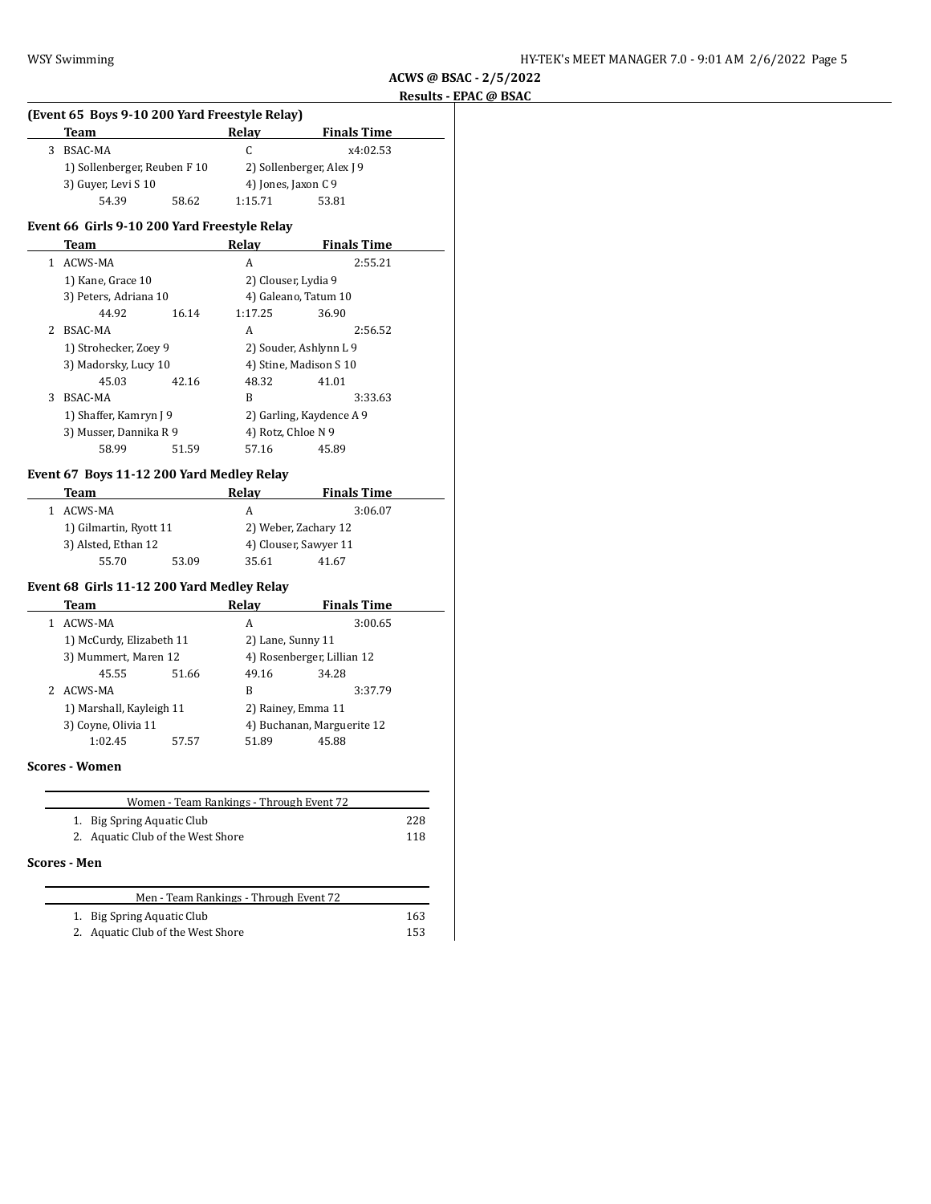**ACWS @ BSAC - 2/5/2022**

**Results - EPAC @ BSAC**

**(Event 65 Boys 9-10 200 Yard Freestyle Relay)**

| | Team | | Relay | Finals Time |
|---|---|---|---|---|
| 3 | BSAC-MA | | C | x4:02.53 |
| | 1) Sollenberger, Reuben F 10 | | 2) Sollenberger, Alex J 9 | |
| | 3) Guyer, Levi S 10 | | 4) Jones, Jaxon C 9 | |
| | 54.39 | 58.62 | 1:15.71 | 53.81 |

**Event 66 Girls 9-10 200 Yard Freestyle Relay**

| | Team | | Relay | Finals Time |
|---|---|---|---|---|
| 1 | ACWS-MA | | A | 2:55.21 |
| | 1) Kane, Grace 10 | | 2) Clouser, Lydia 9 | |
| | 3) Peters, Adriana 10 | | 4) Galeano, Tatum 10 | |
| | 44.92 | 16.14 | 1:17.25 | 36.90 |
| 2 | BSAC-MA | | A | 2:56.52 |
| | 1) Strohecker, Zoey 9 | | 2) Souder, Ashlynn L 9 | |
| | 3) Madorsky, Lucy 10 | | 4) Stine, Madison S 10 | |
| | 45.03 | 42.16 | 48.32 | 41.01 |
| 3 | BSAC-MA | | B | 3:33.63 |
| | 1) Shaffer, Kamryn J 9 | | 2) Garling, Kaydence A 9 | |
| | 3) Musser, Dannika R 9 | | 4) Rotz, Chloe N 9 | |
| | 58.99 | 51.59 | 57.16 | 45.89 |

**Event 67 Boys 11-12 200 Yard Medley Relay**

| | Team | | Relay | Finals Time |
|---|---|---|---|---|
| 1 | ACWS-MA | | A | 3:06.07 |
| | 1) Gilmartin, Ryott 11 | | 2) Weber, Zachary 12 | |
| | 3) Alsted, Ethan 12 | | 4) Clouser, Sawyer 11 | |
| | 55.70 | 53.09 | 35.61 | 41.67 |

**Event 68 Girls 11-12 200 Yard Medley Relay**

| | Team | | Relay | Finals Time |
|---|---|---|---|---|
| 1 | ACWS-MA | | A | 3:00.65 |
| | 1) McCurdy, Elizabeth 11 | | 2) Lane, Sunny 11 | |
| | 3) Mummert, Maren 12 | | 4) Rosenberger, Lillian 12 | |
| | 45.55 | 51.66 | 49.16 | 34.28 |
| 2 | ACWS-MA | | B | 3:37.79 |
| | 1) Marshall, Kayleigh 11 | | 2) Rainey, Emma 11 | |
| | 3) Coyne, Olivia 11 | | 4) Buchanan, Marguerite 12 | |
| | 1:02.45 | 57.57 | 51.89 | 45.88 |

**Scores - Women**

| Women - Team Rankings - Through Event 72 | |
|---|---|
| 1. Big Spring Aquatic Club | 228 |
| 2. Aquatic Club of the West Shore | 118 |

**Scores - Men**

| Men - Team Rankings - Through Event 72 | |
|---|---|
| 1. Big Spring Aquatic Club | 163 |
| 2. Aquatic Club of the West Shore | 153 |